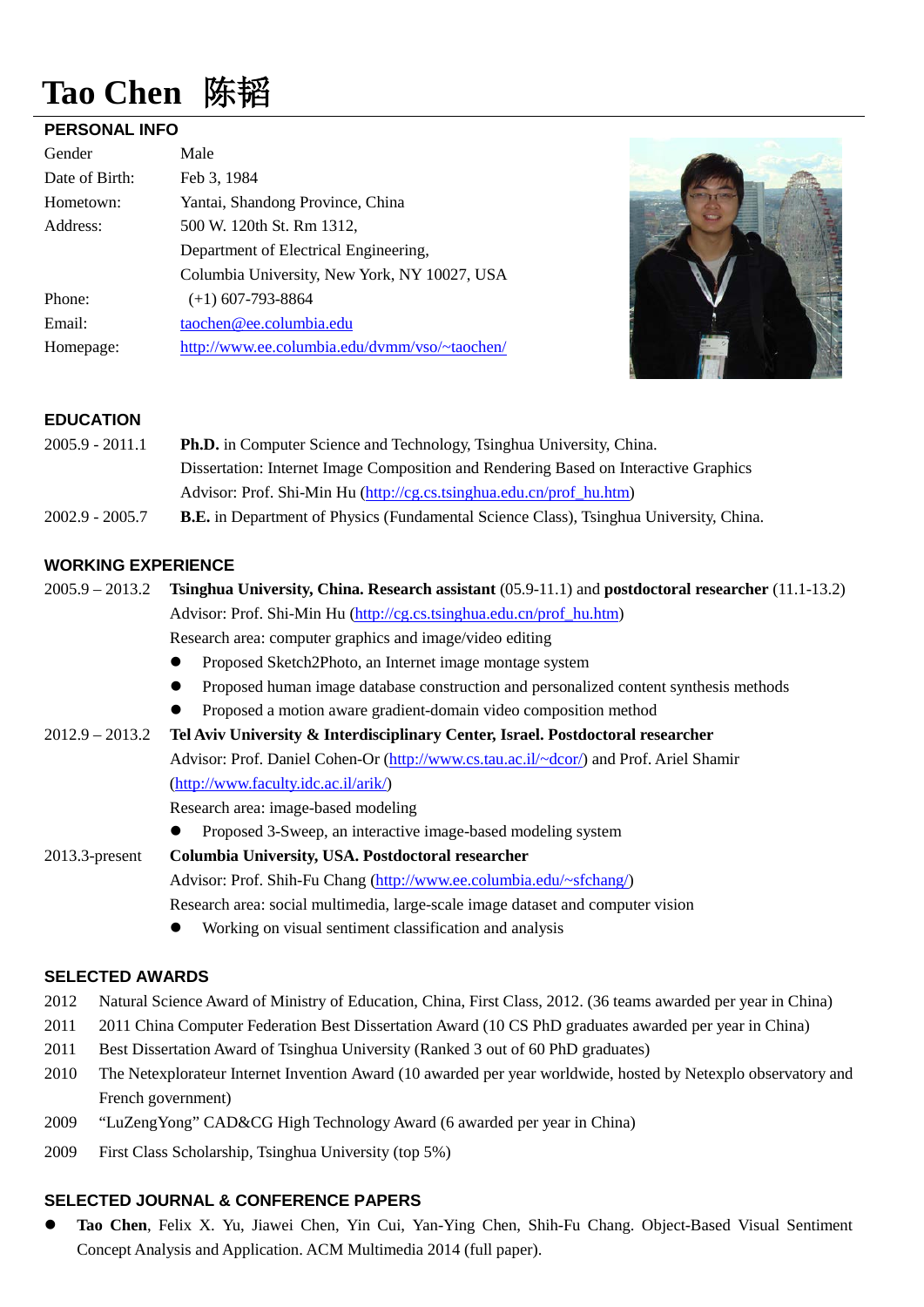# Tao Chen 陈韬

## PERSONAL INFO

| | |
|---|---|
| Gender | Male |
| Date of Birth: | Feb 3, 1984 |
| Hometown: | Yantai, Shandong Province, China |
| Address: | 500 W. 120th St. Rm 1312, Department of Electrical Engineering, Columbia University, New York, NY 10027, USA |
| Phone: | (+1) 607-793-8864 |
| Email: | taochen@ee.columbia.edu |
| Homepage: | http://www.ee.columbia.edu/dvmm/vso/~taochen/ |

## EDUCATION

2005.9 - 2011.1 **Ph.D.** in Computer Science and Technology, Tsinghua University, China.
Dissertation: Internet Image Composition and Rendering Based on Interactive Graphics
Advisor: Prof. Shi-Min Hu (http://cg.cs.tsinghua.edu.cn/prof_hu.htm)

2002.9 - 2005.7 **B.E.** in Department of Physics (Fundamental Science Class), Tsinghua University, China.

## WORKING EXPERIENCE

2005.9 – 2013.2 **Tsinghua University, China. Research assistant** (05.9-11.1) and **postdoctoral researcher** (11.1-13.2)
Advisor: Prof. Shi-Min Hu (http://cg.cs.tsinghua.edu.cn/prof_hu.htm)
Research area: computer graphics and image/video editing

- Proposed Sketch2Photo, an Internet image montage system
- Proposed human image database construction and personalized content synthesis methods
- Proposed a motion aware gradient-domain video composition method

2012.9 – 2013.2 **Tel Aviv University & Interdisciplinary Center, Israel. Postdoctoral researcher**
Advisor: Prof. Daniel Cohen-Or (http://www.cs.tau.ac.il/~dcor/) and Prof. Ariel Shamir (http://www.faculty.idc.ac.il/arik/)
Research area: image-based modeling

- Proposed 3-Sweep, an interactive image-based modeling system

2013.3-present **Columbia University, USA. Postdoctoral researcher**
Advisor: Prof. Shih-Fu Chang (http://www.ee.columbia.edu/~sfchang/)
Research area: social multimedia, large-scale image dataset and computer vision

- Working on visual sentiment classification and analysis

## SELECTED AWARDS

- 2012 Natural Science Award of Ministry of Education, China, First Class, 2012. (36 teams awarded per year in China)
- 2011 2011 China Computer Federation Best Dissertation Award (10 CS PhD graduates awarded per year in China)
- 2011 Best Dissertation Award of Tsinghua University (Ranked 3 out of 60 PhD graduates)
- 2010 The Netexplorateur Internet Invention Award (10 awarded per year worldwide, hosted by Netexplo observatory and French government)
- 2009 "LuZengYong" CAD&CG High Technology Award (6 awarded per year in China)
- 2009 First Class Scholarship, Tsinghua University (top 5%)

## SELECTED JOURNAL & CONFERENCE PAPERS

- **Tao Chen**, Felix X. Yu, Jiawei Chen, Yin Cui, Yan-Ying Chen, Shih-Fu Chang. Object-Based Visual Sentiment Concept Analysis and Application. ACM Multimedia 2014 (full paper).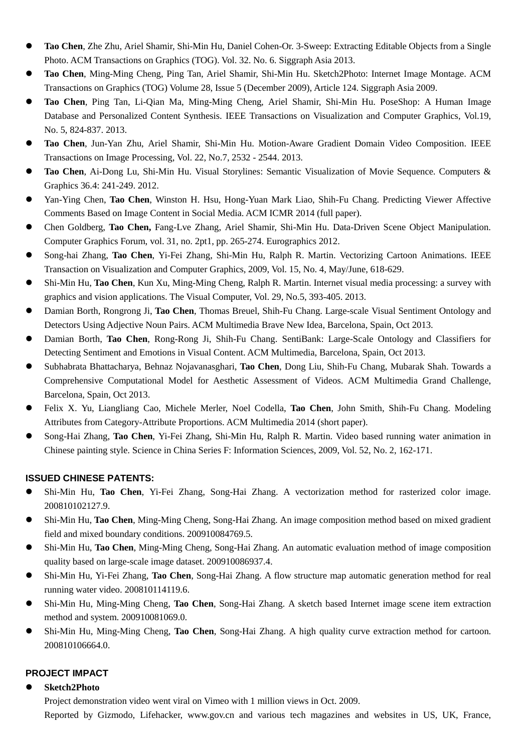- **Tao Chen**, Zhe Zhu, Ariel Shamir, Shi-Min Hu, Daniel Cohen-Or. 3-Sweep: Extracting Editable Objects from a Single Photo. ACM Transactions on Graphics (TOG). Vol. 32. No. 6. Siggraph Asia 2013.
- **Tao Chen**, Ming-Ming Cheng, Ping Tan, Ariel Shamir, Shi-Min Hu. Sketch2Photo: Internet Image Montage. ACM Transactions on Graphics (TOG) Volume 28, Issue 5 (December 2009), Article 124. Siggraph Asia 2009.
- **Tao Chen**, Ping Tan, Li-Qian Ma, Ming-Ming Cheng, Ariel Shamir, Shi-Min Hu. PoseShop: A Human Image Database and Personalized Content Synthesis. IEEE Transactions on Visualization and Computer Graphics, Vol.19, No. 5, 824-837. 2013.
- **Tao Chen**, Jun-Yan Zhu, Ariel Shamir, Shi-Min Hu. Motion-Aware Gradient Domain Video Composition. IEEE Transactions on Image Processing, Vol. 22, No.7, 2532 - 2544. 2013.
- **Tao Chen**, Ai-Dong Lu, Shi-Min Hu. Visual Storylines: Semantic Visualization of Movie Sequence. Computers & Graphics 36.4: 241-249. 2012.
- Yan-Ying Chen, **Tao Chen**, Winston H. Hsu, Hong-Yuan Mark Liao, Shih-Fu Chang. Predicting Viewer Affective Comments Based on Image Content in Social Media. ACM ICMR 2014 (full paper).
- Chen Goldberg, **Tao Chen,** Fang-Lve Zhang, Ariel Shamir, Shi-Min Hu. Data-Driven Scene Object Manipulation. Computer Graphics Forum, vol. 31, no. 2pt1, pp. 265-274. Eurographics 2012.
- Song-hai Zhang, **Tao Chen**, Yi-Fei Zhang, Shi-Min Hu, Ralph R. Martin. Vectorizing Cartoon Animations. IEEE Transaction on Visualization and Computer Graphics, 2009, Vol. 15, No. 4, May/June, 618-629.
- Shi-Min Hu, **Tao Chen**, Kun Xu, Ming-Ming Cheng, Ralph R. Martin. Internet visual media processing: a survey with graphics and vision applications. The Visual Computer, Vol. 29, No.5, 393-405. 2013.
- Damian Borth, Rongrong Ji, **Tao Chen**, Thomas Breuel, Shih-Fu Chang. Large-scale Visual Sentiment Ontology and Detectors Using Adjective Noun Pairs. ACM Multimedia Brave New Idea, Barcelona, Spain, Oct 2013.
- Damian Borth, **Tao Chen**, Rong-Rong Ji, Shih-Fu Chang. SentiBank: Large-Scale Ontology and Classifiers for Detecting Sentiment and Emotions in Visual Content. ACM Multimedia, Barcelona, Spain, Oct 2013.
- Subhabrata Bhattacharya, Behnaz Nojavanasghari, **Tao Chen**, Dong Liu, Shih-Fu Chang, Mubarak Shah. Towards a Comprehensive Computational Model for Aesthetic Assessment of Videos. ACM Multimedia Grand Challenge, Barcelona, Spain, Oct 2013.
- Felix X. Yu, Liangliang Cao, Michele Merler, Noel Codella, **Tao Chen**, John Smith, Shih-Fu Chang. Modeling Attributes from Category-Attribute Proportions. ACM Multimedia 2014 (short paper).
- Song-Hai Zhang, **Tao Chen**, Yi-Fei Zhang, Shi-Min Hu, Ralph R. Martin. Video based running water animation in Chinese painting style. Science in China Series F: Information Sciences, 2009, Vol. 52, No. 2, 162-171.

### ISSUED CHINESE PATENTS:

- Shi-Min Hu, **Tao Chen**, Yi-Fei Zhang, Song-Hai Zhang. A vectorization method for rasterized color image. 200810102127.9.
- Shi-Min Hu, **Tao Chen**, Ming-Ming Cheng, Song-Hai Zhang. An image composition method based on mixed gradient field and mixed boundary conditions. 200910084769.5.
- Shi-Min Hu, **Tao Chen**, Ming-Ming Cheng, Song-Hai Zhang. An automatic evaluation method of image composition quality based on large-scale image dataset. 200910086937.4.
- Shi-Min Hu, Yi-Fei Zhang, **Tao Chen**, Song-Hai Zhang. A flow structure map automatic generation method for real running water video. 200810114119.6.
- Shi-Min Hu, Ming-Ming Cheng, **Tao Chen**, Song-Hai Zhang. A sketch based Internet image scene item extraction method and system. 200910081069.0.
- Shi-Min Hu, Ming-Ming Cheng, **Tao Chen**, Song-Hai Zhang. A high quality curve extraction method for cartoon. 200810106664.0.

### PROJECT IMPACT

- **Sketch2Photo**

  Project demonstration video went viral on Vimeo with 1 million views in Oct. 2009.

  Reported by Gizmodo, Lifehacker, www.gov.cn and various tech magazines and websites in US, UK, France,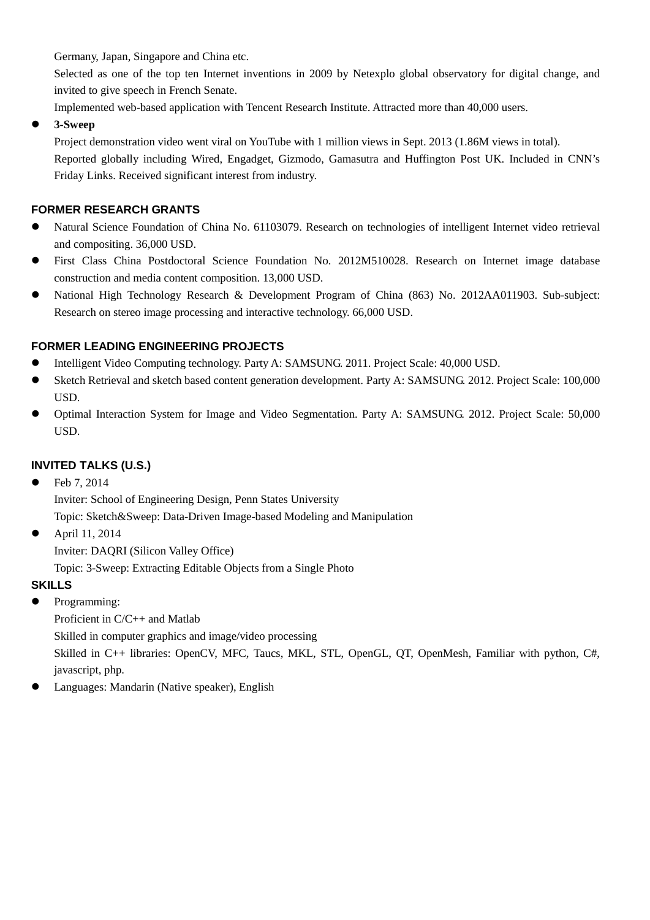Germany, Japan, Singapore and China etc.

Selected as one of the top ten Internet inventions in 2009 by Netexplo global observatory for digital change, and invited to give speech in French Senate.

Implemented web-based application with Tencent Research Institute. Attracted more than 40,000 users.

- **3-Sweep**

  Project demonstration video went viral on YouTube with 1 million views in Sept. 2013 (1.86M views in total).

  Reported globally including Wired, Engadget, Gizmodo, Gamasutra and Huffington Post UK. Included in CNN's Friday Links. Received significant interest from industry.

## FORMER RESEARCH GRANTS

- Natural Science Foundation of China No. 61103079. Research on technologies of intelligent Internet video retrieval and compositing. 36,000 USD.
- First Class China Postdoctoral Science Foundation No. 2012M510028. Research on Internet image database construction and media content composition. 13,000 USD.
- National High Technology Research & Development Program of China (863) No. 2012AA011903. Sub-subject: Research on stereo image processing and interactive technology. 66,000 USD.

## FORMER LEADING ENGINEERING PROJECTS

- Intelligent Video Computing technology. Party A: SAMSUNG. 2011. Project Scale: 40,000 USD.
- Sketch Retrieval and sketch based content generation development. Party A: SAMSUNG. 2012. Project Scale: 100,000 USD.
- Optimal Interaction System for Image and Video Segmentation. Party A: SAMSUNG. 2012. Project Scale: 50,000 USD.

## INVITED TALKS (U.S.)

- Feb 7, 2014

  Inviter: School of Engineering Design, Penn States University

  Topic: Sketch&Sweep: Data-Driven Image-based Modeling and Manipulation
- April 11, 2014

  Inviter: DAQRI (Silicon Valley Office)

  Topic: 3-Sweep: Extracting Editable Objects from a Single Photo

## SKILLS

- Programming:

  Proficient in C/C++ and Matlab

  Skilled in computer graphics and image/video processing

  Skilled in C++ libraries: OpenCV, MFC, Taucs, MKL, STL, OpenGL, QT, OpenMesh, Familiar with python, C#, javascript, php.
- Languages: Mandarin (Native speaker), English